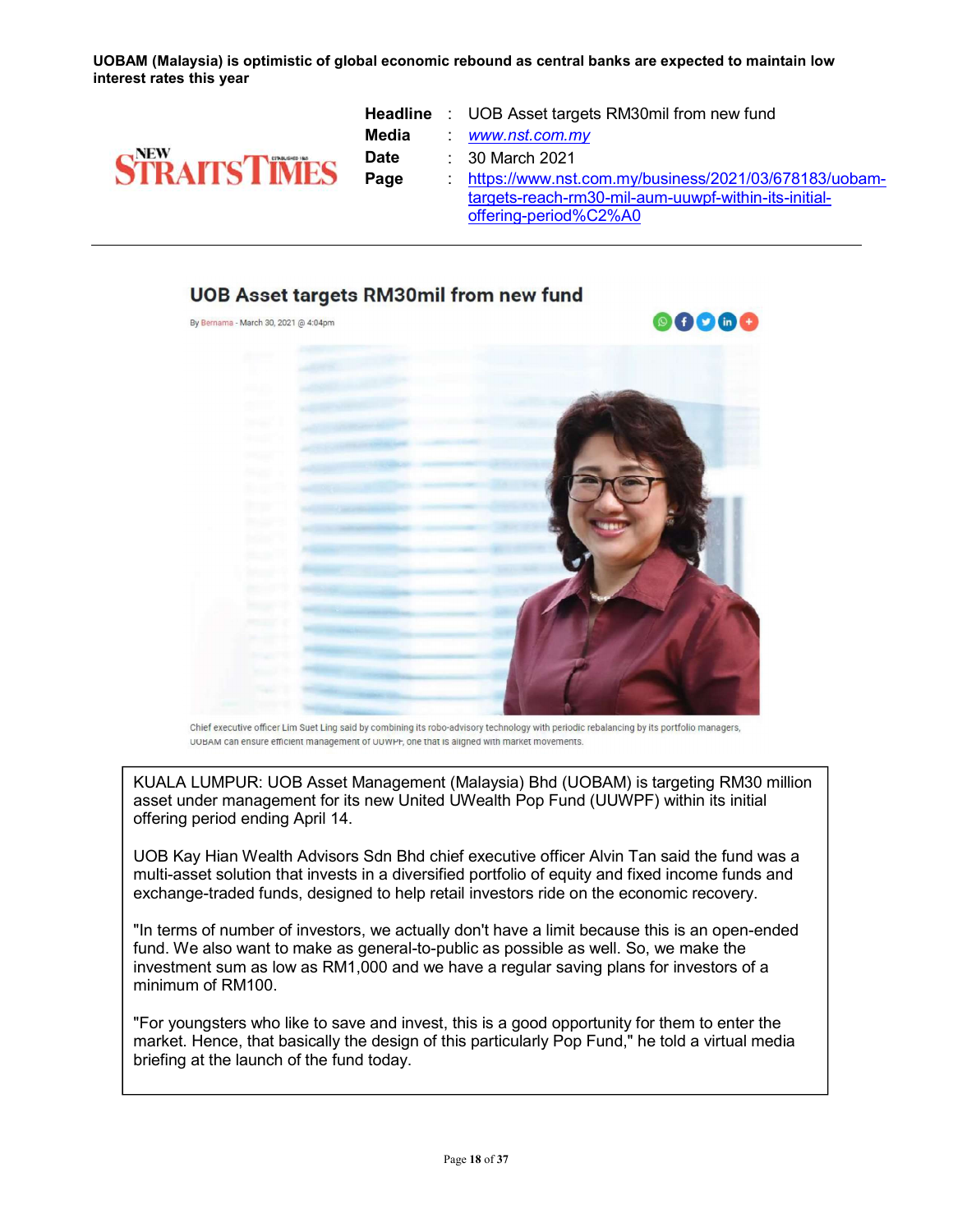**UOBAM (Malaysia) is optimistic of global economic rebound as central banks are expected to maintain low interest rates this year**

| | |
|---|---|
| **Headline** | : UOB Asset targets RM30mil from new fund |
| **Media** | : www.nst.com.my |
| **Date** | : 30 March 2021 |
| **Page** | : https://www.nst.com.my/business/2021/03/678183/uobam-targets-reach-rm30-mil-aum-uuwpf-within-its-initial-offering-period%C2%A0 |

## UOB Asset targets RM30mil from new fund

By Bernama - March 30, 2021 @ 4:04pm

Chief executive officer Lim Suet Ling said by combining its robo-advisory technology with periodic rebalancing by its portfolio managers, UOBAM can ensure efficient management of UUWPF, one that is aligned with market movements.

KUALA LUMPUR: UOB Asset Management (Malaysia) Bhd (UOBAM) is targeting RM30 million asset under management for its new United UWealth Pop Fund (UUWPF) within its initial offering period ending April 14.

UOB Kay Hian Wealth Advisors Sdn Bhd chief executive officer Alvin Tan said the fund was a multi-asset solution that invests in a diversified portfolio of equity and fixed income funds and exchange-traded funds, designed to help retail investors ride on the economic recovery.

"In terms of number of investors, we actually don't have a limit because this is an open-ended fund. We also want to make as general-to-public as possible as well. So, we make the investment sum as low as RM1,000 and we have a regular saving plans for investors of a minimum of RM100.

"For youngsters who like to save and invest, this is a good opportunity for them to enter the market. Hence, that basically the design of this particularly Pop Fund," he told a virtual media briefing at the launch of the fund today.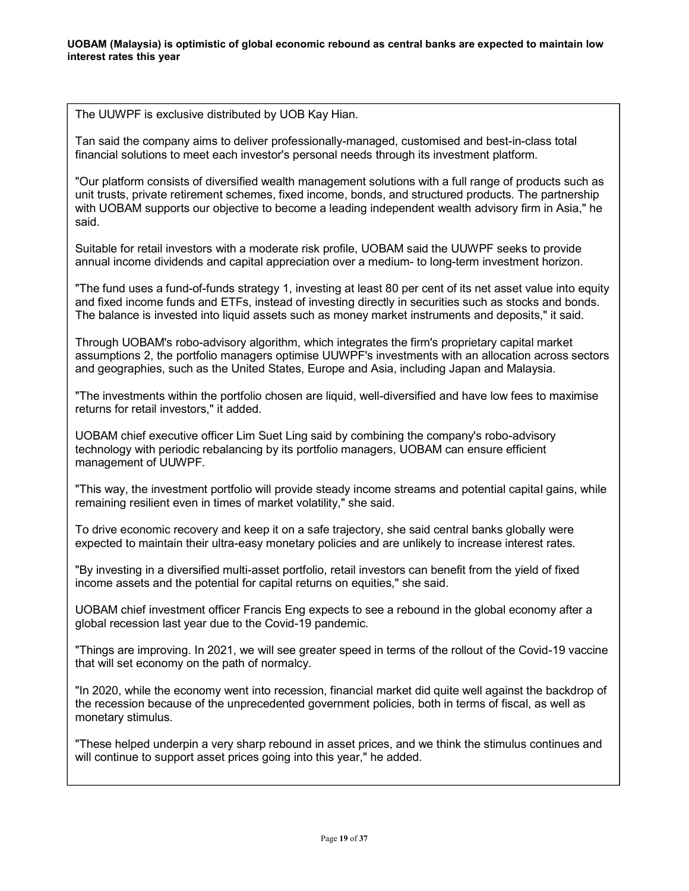The UUWPF is exclusive distributed by UOB Kay Hian.

Tan said the company aims to deliver professionally-managed, customised and best-in-class total financial solutions to meet each investor's personal needs through its investment platform.

"Our platform consists of diversified wealth management solutions with a full range of products such as unit trusts, private retirement schemes, fixed income, bonds, and structured products. The partnership with UOBAM supports our objective to become a leading independent wealth advisory firm in Asia," he said.

Suitable for retail investors with a moderate risk profile, UOBAM said the UUWPF seeks to provide annual income dividends and capital appreciation over a medium- to long-term investment horizon.

"The fund uses a fund-of-funds strategy [1], investing at least 80 per cent of its net asset value into equity and fixed income funds and ETFs, instead of investing directly in securities such as stocks and bonds. The balance is invested into liquid assets such as money market instruments and deposits," it said.

Through UOBAM's robo-advisory algorithm, which integrates the firm's proprietary capital market assumptions [2], the portfolio managers optimise UUWPF's investments with an allocation across sectors and geographies, such as the United States, Europe and Asia, including Japan and Malaysia.

"The investments within the portfolio chosen are liquid, well-diversified and have low fees to maximise returns for retail investors," it added.

UOBAM chief executive officer Lim Suet Ling said by combining the company's robo-advisory technology with periodic rebalancing by its portfolio managers, UOBAM can ensure efficient management of UUWPF.

"This way, the investment portfolio will provide steady income streams and potential capital gains, while remaining resilient even in times of market volatility," she said.

To drive economic recovery and keep it on a safe trajectory, she said central banks globally were expected to maintain their ultra-easy monetary policies and are unlikely to increase interest rates.

"By investing in a diversified multi-asset portfolio, retail investors can benefit from the yield of fixed income assets and the potential for capital returns on equities," she said.

UOBAM chief investment officer Francis Eng expects to see a rebound in the global economy after a global recession last year due to the Covid-19 pandemic.

"Things are improving. In 2021, we will see greater speed in terms of the rollout of the Covid-19 vaccine that will set economy on the path of normalcy.

"In 2020, while the economy went into recession, financial market did quite well against the backdrop of the recession because of the unprecedented government policies, both in terms of fiscal, as well as monetary stimulus.

"These helped underpin a very sharp rebound in asset prices, and we think the stimulus continues and will continue to support asset prices going into this year," he added.